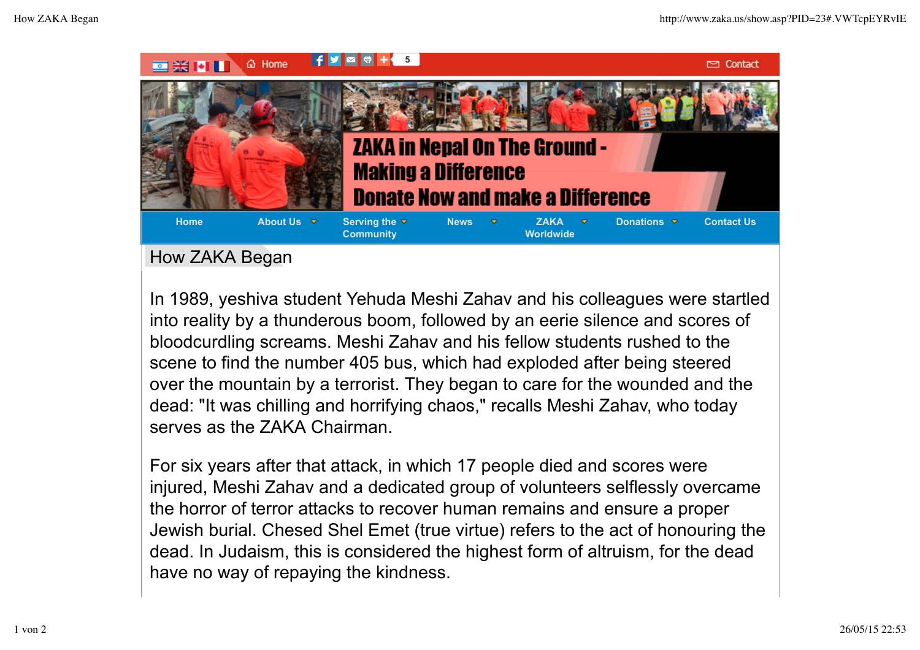Home | Contact

ZAKA in Nepal On The Ground - Making a Difference Donate Now and make a Difference

Home | About Us | Serving the Community | News | ZAKA Worldwide | Donations | Contact Us

# How ZAKA Began

In 1989, yeshiva student Yehuda Meshi Zahav and his colleagues were startled into reality by a thunderous boom, followed by an eerie silence and scores of bloodcurdling screams. Meshi Zahav and his fellow students rushed to the scene to find the number 405 bus, which had exploded after being steered over the mountain by a terrorist. They began to care for the wounded and the dead: "It was chilling and horrifying chaos," recalls Meshi Zahav, who today serves as the ZAKA Chairman.

For six years after that attack, in which 17 people died and scores were injured, Meshi Zahav and a dedicated group of volunteers selflessly overcame the horror of terror attacks to recover human remains and ensure a proper Jewish burial. Chesed Shel Emet (true virtue) refers to the act of honouring the dead. In Judaism, this is considered the highest form of altruism, for the dead have no way of repaying the kindness.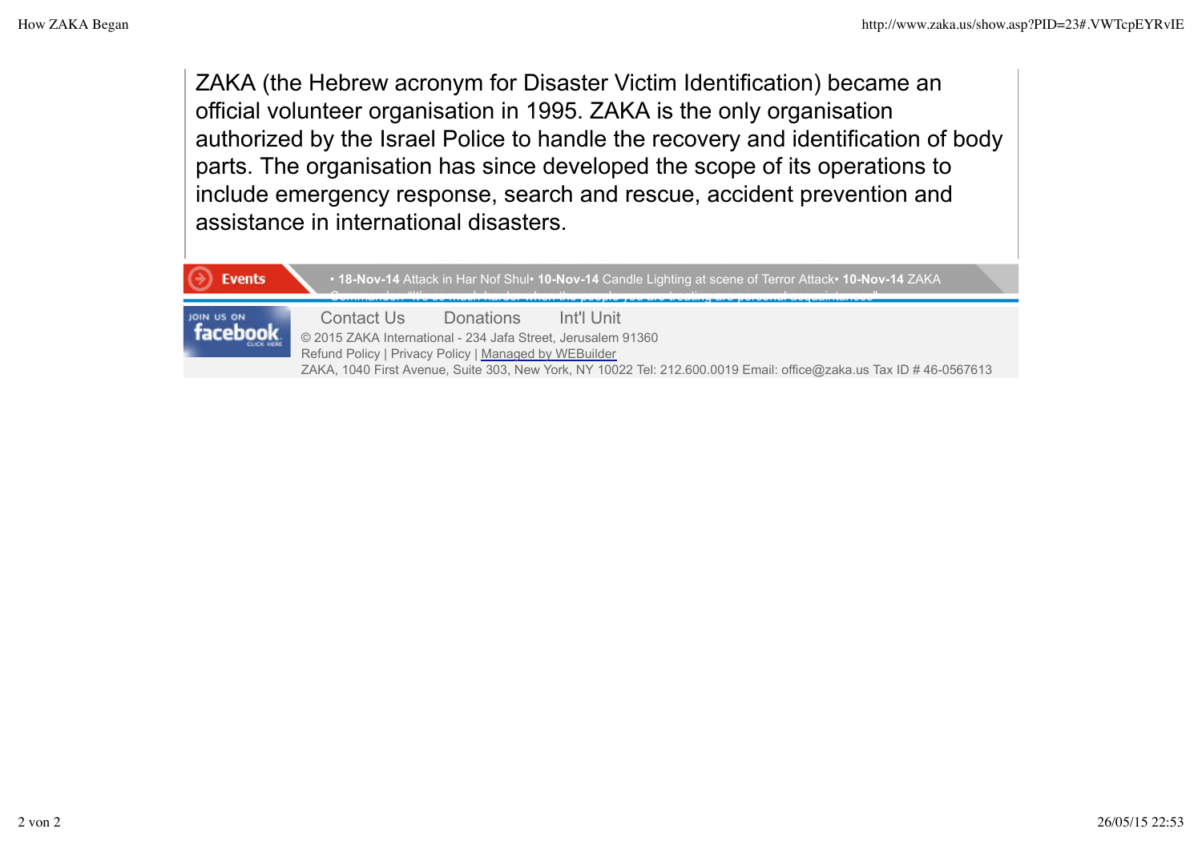ZAKA (the Hebrew acronym for Disaster Victim Identification) became an official volunteer organisation in 1995. ZAKA is the only organisation authorized by the Israel Police to handle the recovery and identification of body parts. The organisation has since developed the scope of its operations to include emergency response, search and rescue, accident prevention and assistance in international disasters.

**Events** • **18-Nov-14** Attack in Har Nof Shul• **10-Nov-14** Candle Lighting at scene of Terror Attack• **10-Nov-14** ZAKA Commander: "It's so much harder when the people you are treating are personal acquaintances"

JOIN US ON facebook CLICK HERE

Contact Us Donations Int'l Unit

© 2015 ZAKA International - 234 Jafa Street, Jerusalem 91360

Refund Policy | Privacy Policy | Managed by WEBuilder

ZAKA, 1040 First Avenue, Suite 303, New York, NY 10022 Tel: 212.600.0019 Email: office@zaka.us Tax ID # 46-0567613